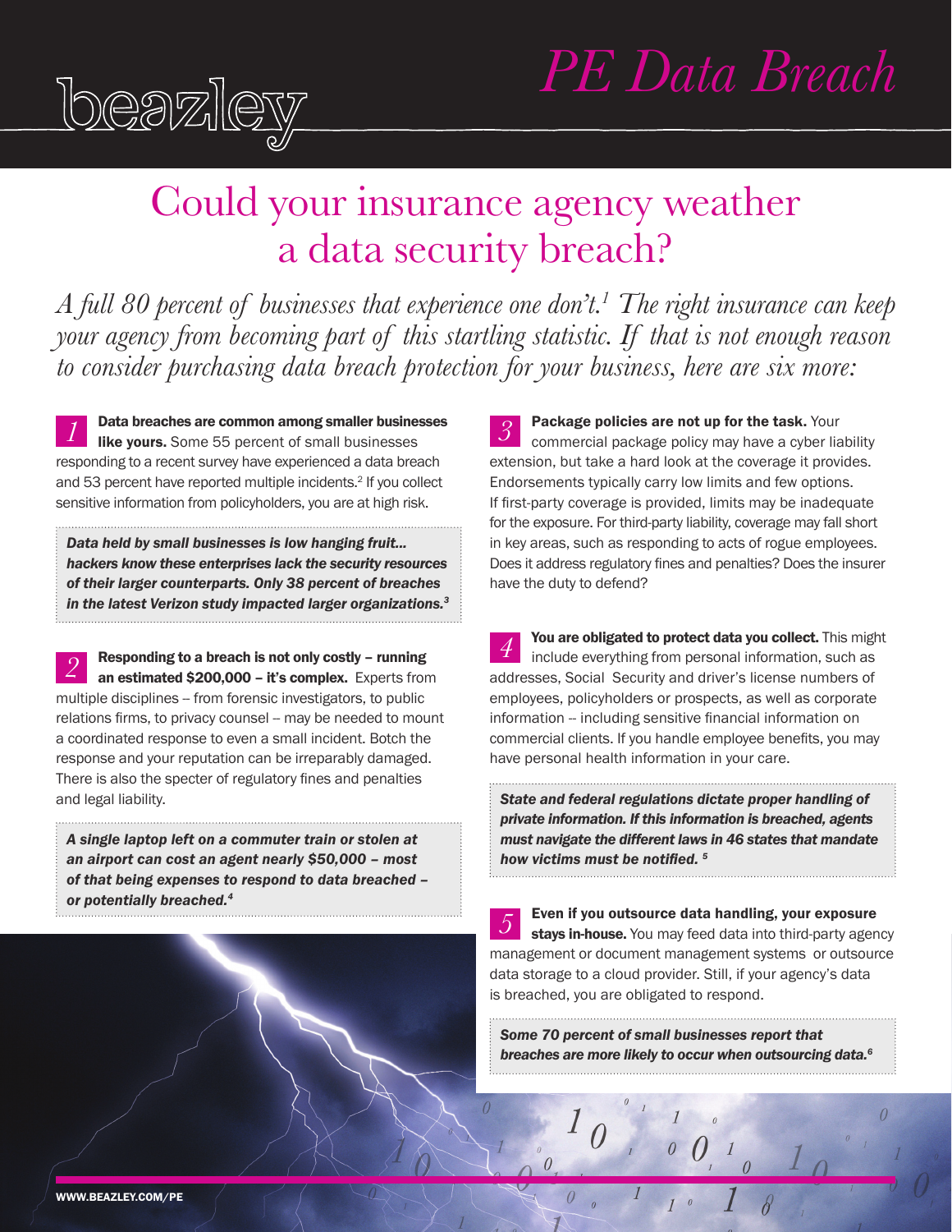# PE Data Breach

## Could your insurance agency weather a data security breach?

*A full 80 percent of businesses that experience one don't.[1] The right insurance can keep your agency from becoming part of this startling statistic. If that is not enough reason to consider purchasing data breach protection for your business, here are six more:*

*1* **Data breaches are common among smaller businesses like yours.** Some 55 percent of small businesses responding to a recent survey have experienced a data breach and 53 percent have reported multiple incidents.[2] If you collect sensitive information from policyholders, you are at high risk.

> ***Data held by small businesses is low hanging fruit… hackers know these enterprises lack the security resources of their larger counterparts. Only 38 percent of breaches in the latest Verizon study impacted larger organizations.[3]***

*2* **Responding to a breach is not only costly – running an estimated $200,000 – it's complex.** Experts from multiple disciplines -- from forensic investigators, to public relations firms, to privacy counsel -- may be needed to mount a coordinated response to even a small incident. Botch the response and your reputation can be irreparably damaged. There is also the specter of regulatory fines and penalties and legal liability.

> ***A single laptop left on a commuter train or stolen at an airport can cost an agent nearly $50,000 – most of that being expenses to respond to data breached – or potentially breached.[4]***

*3* **Package policies are not up for the task.** Your commercial package policy may have a cyber liability extension, but take a hard look at the coverage it provides. Endorsements typically carry low limits and few options. If first-party coverage is provided, limits may be inadequate for the exposure. For third-party liability, coverage may fall short in key areas, such as responding to acts of rogue employees. Does it address regulatory fines and penalties? Does the insurer have the duty to defend?

*4* **You are obligated to protect data you collect.** This might include everything from personal information, such as addresses, Social Security and driver's license numbers of employees, policyholders or prospects, as well as corporate information -- including sensitive financial information on commercial clients. If you handle employee benefits, you may have personal health information in your care.

> ***State and federal regulations dictate proper handling of private information. If this information is breached, agents must navigate the different laws in 46 states that mandate how victims must be notified.[5]***

*5* **Even if you outsource data handling, your exposure stays in-house.** You may feed data into third-party agency management or document management systems or outsource data storage to a cloud provider. Still, if your agency's data is breached, you are obligated to respond.

> ***Some 70 percent of small businesses report that breaches are more likely to occur when outsourcing data.[6]***

WWW.BEAZLEY.COM/PE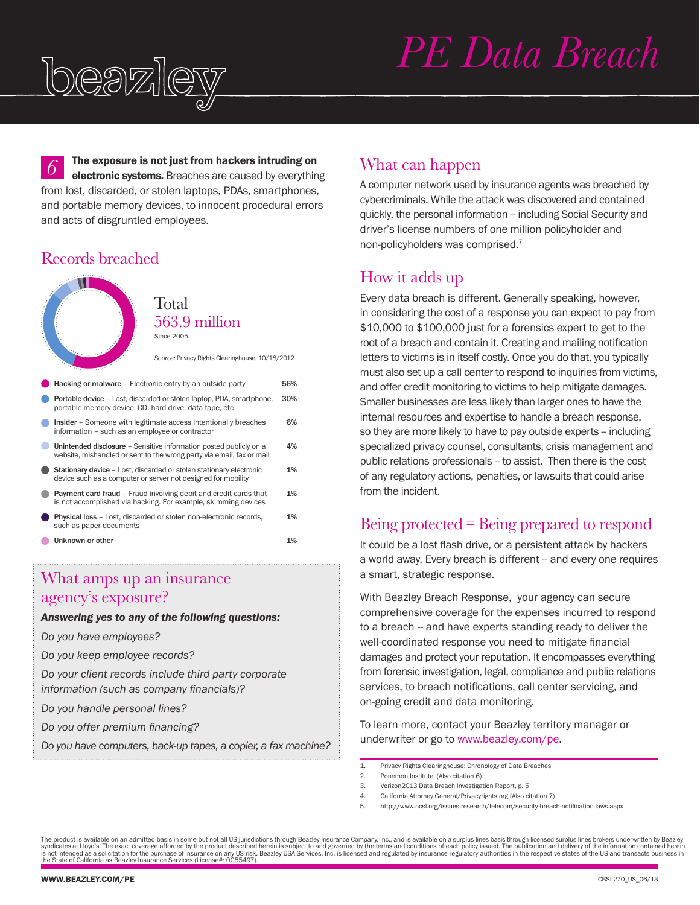# PE Data Breach

*6* **The exposure is not just from hackers intruding on electronic systems.** Breaches are caused by everything from lost, discarded, or stolen laptops, PDAs, smartphones, and portable memory devices, to innocent procedural errors and acts of disgruntled employees.

## Records breached

Total
563.9 million
Since 2005

*Source:* Privacy Rights Clearinghouse, 10/18/2012

| | |
|---|---|
| **Hacking or malware** – Electronic entry by an outside party | 56% |
| **Portable device** – Lost, discarded or stolen laptop, PDA, smartphone, portable memory device, CD, hard drive, data tape, etc | 30% |
| **Insider** – Someone with legitimate access intentionally breaches information – such as an employee or contractor | 6% |
| **Unintended disclosure** – Sensitive information posted publicly on a website, mishandled or sent to the wrong party via email, fax or mail | 4% |
| **Stationary device** – Lost, discarded or stolen stationary electronic device such as a computer or server not designed for mobility | 1% |
| **Payment card fraud** – Fraud involving debit and credit cards that is not accomplished via hacking. For example, skimming devices | 1% |
| **Physical loss** – Lost, discarded or stolen non-electronic records, such as paper documents | 1% |
| **Unknown or other** | 1% |

## What amps up an insurance agency's exposure?

***Answering yes to any of the following questions:***

*Do you have employees?*

*Do you keep employee records?*

*Do your client records include third party corporate information (such as company financials)?*

*Do you handle personal lines?*

*Do you offer premium financing?*

*Do you have computers, back-up tapes, a copier, a fax machine?*

## What can happen

A computer network used by insurance agents was breached by cybercriminals. While the attack was discovered and contained quickly, the personal information – including Social Security and driver's license numbers of one million policyholder and non-policyholders was comprised.[7]

## How it adds up

Every data breach is different. Generally speaking, however, in considering the cost of a response you can expect to pay from $10,000 to $100,000 just for a forensics expert to get to the root of a breach and contain it. Creating and mailing notification letters to victims is in itself costly. Once you do that, you typically must also set up a call center to respond to inquiries from victims, and offer credit monitoring to victims to help mitigate damages. Smaller businesses are less likely than larger ones to have the internal resources and expertise to handle a breach response, so they are more likely to have to pay outside experts – including specialized privacy counsel, consultants, crisis management and public relations professionals – to assist. Then there is the cost of any regulatory actions, penalties, or lawsuits that could arise from the incident.

## Being protected = Being prepared to respond

It could be a lost flash drive, or a persistent attack by hackers a world away. Every breach is different – and every one requires a smart, strategic response.

With Beazley Breach Response, your agency can secure comprehensive coverage for the expenses incurred to respond to a breach – and have experts standing ready to deliver the well-coordinated response you need to mitigate financial damages and protect your reputation. It encompasses everything from forensic investigation, legal, compliance and public relations services, to breach notifications, call center servicing, and on-going credit and data monitoring.

To learn more, contact your Beazley territory manager or underwriter or go to www.beazley.com/pe.

1. Privacy Rights Clearinghouse: Chronology of Data Breaches
2. Ponemon Institute. (Also citation 6)
3. Verizon2013 Data Breach Investigation Report, p. 5
4. California Attorney General/Privacyrights.org (Also citation 7)
5. http://www.ncsl.org/issues-research/telecom/security-breach-notification-laws.aspx

The product is available on an admitted basis in some but not all US jurisdictions through Beazley Insurance Company, Inc., and is available on a surplus lines basis through licensed surplus lines brokers underwritten by Beazley syndicates at Lloyd's. The exact coverage afforded by the product described herein is subject to and governed by the terms and conditions of each policy issued. The publication and delivery of the information contained herein is not intended as a solicitation for the purchase of insurance on any US risk. Beazley USA Services, Inc. is licensed and regulated by insurance regulatory authorities in the respective states of the US and transacts business in the State of California as Beazley Insurance Services (License#: 0G55497).

**WWW.BEAZLEY.COM/PE**

CBSL270_US_06/13